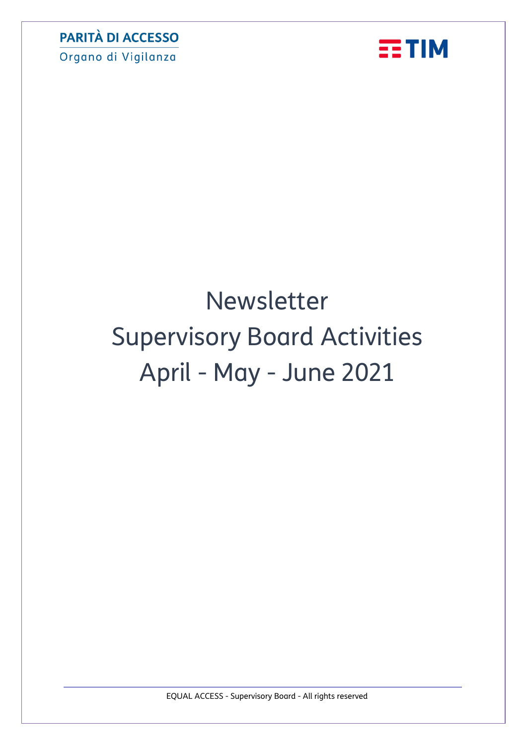PARITÀ DI ACCESSO

Organo di Vigilanza

TIM

# Newsletter
# Supervisory Board Activities
# April - May - June 2021

EQUAL ACCESS - Supervisory Board - All rights reserved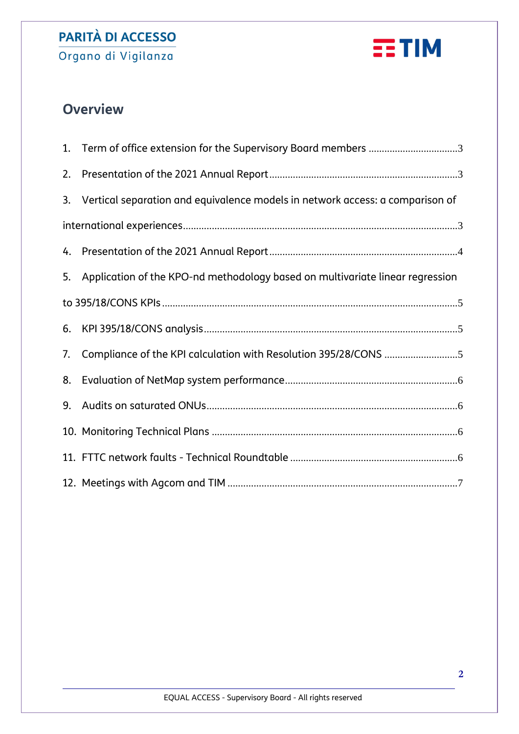# Overview

1. Term of office extension for the Supervisory Board members ..................................3
2. Presentation of the 2021 Annual Report........................................................................3
3. Vertical separation and equivalence models in network access: a comparison of international experiences........................................................................................................3
4. Presentation of the 2021 Annual Report........................................................................4
5. Application of the KPO-nd methodology based on multivariate linear regression to 395/18/CONS KPIs.................................................................................................................5
6. KPI 395/18/CONS analysis.................................................................................................5
7. Compliance of the KPI calculation with Resolution 395/28/CONS ............................5
8. Evaluation of NetMap system performance..................................................................6
9. Audits on saturated ONUs................................................................................................6
10. Monitoring Technical Plans .............................................................................................6
11. FTTC network faults - Technical Roundtable ................................................................6
12. Meetings with Agcom and TIM ........................................................................................7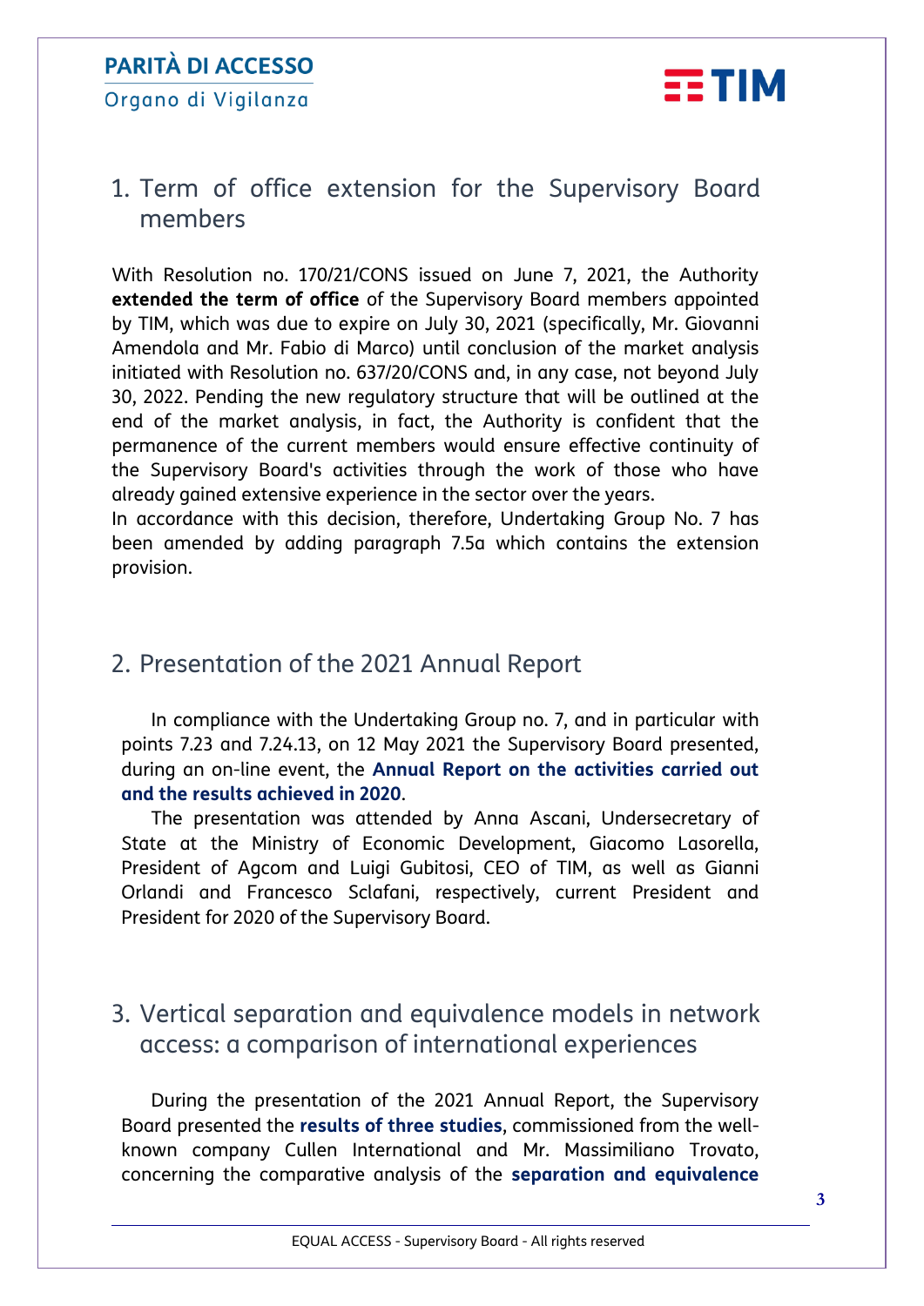## 1. Term of office extension for the Supervisory Board members

With Resolution no. 170/21/CONS issued on June 7, 2021, the Authority **extended the term of office** of the Supervisory Board members appointed by TIM, which was due to expire on July 30, 2021 (specifically, Mr. Giovanni Amendola and Mr. Fabio di Marco) until conclusion of the market analysis initiated with Resolution no. 637/20/CONS and, in any case, not beyond July 30, 2022. Pending the new regulatory structure that will be outlined at the end of the market analysis, in fact, the Authority is confident that the permanence of the current members would ensure effective continuity of the Supervisory Board's activities through the work of those who have already gained extensive experience in the sector over the years.
In accordance with this decision, therefore, Undertaking Group No. 7 has been amended by adding paragraph 7.5a which contains the extension provision.

## 2. Presentation of the 2021 Annual Report

In compliance with the Undertaking Group no. 7, and in particular with points 7.23 and 7.24.13, on 12 May 2021 the Supervisory Board presented, during an on-line event, the **Annual Report on the activities carried out and the results achieved in 2020**.

The presentation was attended by Anna Ascani, Undersecretary of State at the Ministry of Economic Development, Giacomo Lasorella, President of Agcom and Luigi Gubitosi, CEO of TIM, as well as Gianni Orlandi and Francesco Sclafani, respectively, current President and President for 2020 of the Supervisory Board.

## 3. Vertical separation and equivalence models in network access: a comparison of international experiences

During the presentation of the 2021 Annual Report, the Supervisory Board presented the **results of three studies**, commissioned from the well-known company Cullen International and Mr. Massimiliano Trovato, concerning the comparative analysis of the **separation and equivalence**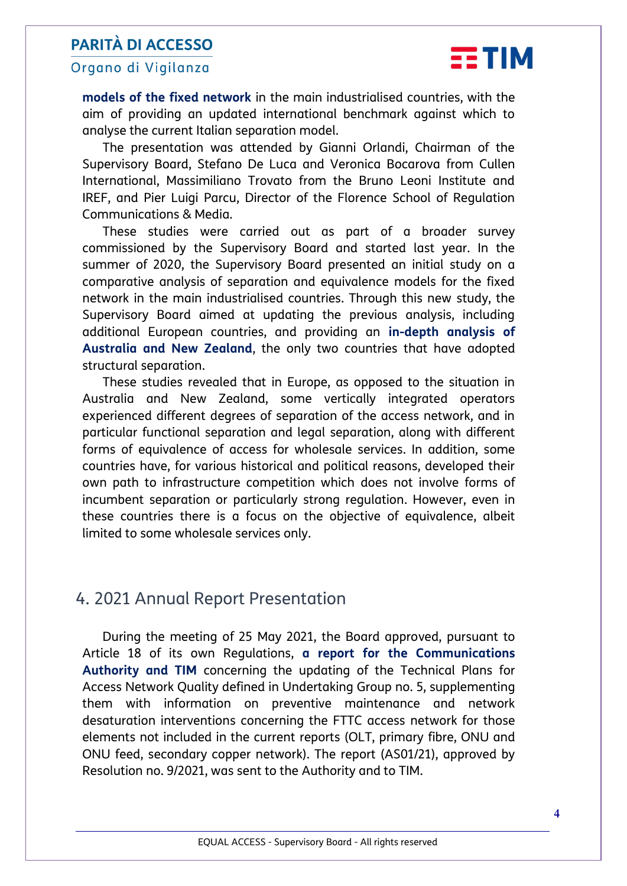**models of the fixed network** in the main industrialised countries, with the aim of providing an updated international benchmark against which to analyse the current Italian separation model.

The presentation was attended by Gianni Orlandi, Chairman of the Supervisory Board, Stefano De Luca and Veronica Bocarova from Cullen International, Massimiliano Trovato from the Bruno Leoni Institute and IREF, and Pier Luigi Parcu, Director of the Florence School of Regulation Communications & Media.

These studies were carried out as part of a broader survey commissioned by the Supervisory Board and started last year. In the summer of 2020, the Supervisory Board presented an initial study on a comparative analysis of separation and equivalence models for the fixed network in the main industrialised countries. Through this new study, the Supervisory Board aimed at updating the previous analysis, including additional European countries, and providing an **in-depth analysis of Australia and New Zealand**, the only two countries that have adopted structural separation.

These studies revealed that in Europe, as opposed to the situation in Australia and New Zealand, some vertically integrated operators experienced different degrees of separation of the access network, and in particular functional separation and legal separation, along with different forms of equivalence of access for wholesale services. In addition, some countries have, for various historical and political reasons, developed their own path to infrastructure competition which does not involve forms of incumbent separation or particularly strong regulation. However, even in these countries there is a focus on the objective of equivalence, albeit limited to some wholesale services only.

## 4. 2021 Annual Report Presentation

During the meeting of 25 May 2021, the Board approved, pursuant to Article 18 of its own Regulations, **a report for the Communications Authority and TIM** concerning the updating of the Technical Plans for Access Network Quality defined in Undertaking Group no. 5, supplementing them with information on preventive maintenance and network desaturation interventions concerning the FTTC access network for those elements not included in the current reports (OLT, primary fibre, ONU and ONU feed, secondary copper network). The report (AS01/21), approved by Resolution no. 9/2021, was sent to the Authority and to TIM.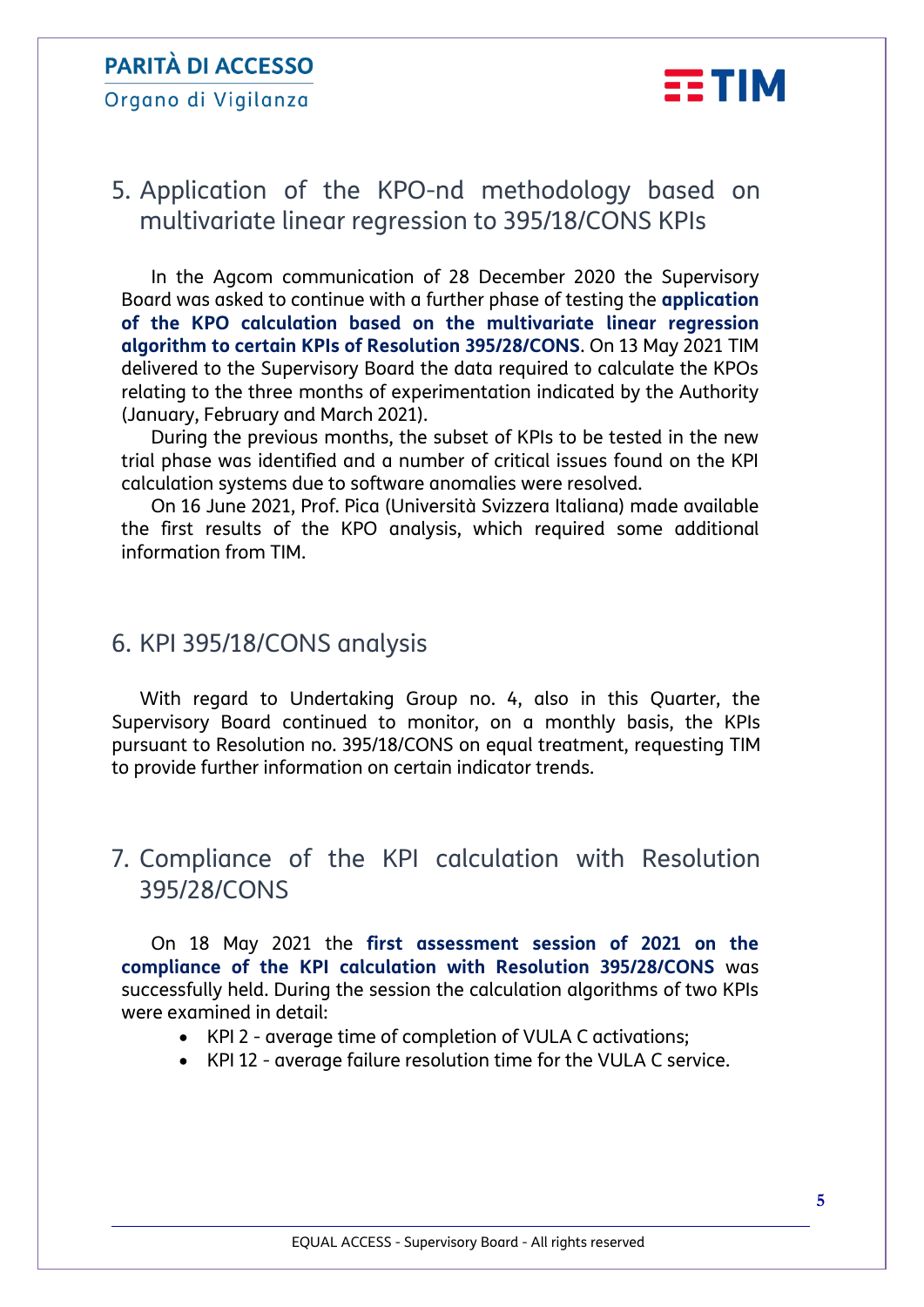## 5. Application of the KPO-nd methodology based on multivariate linear regression to 395/18/CONS KPIs

In the Agcom communication of 28 December 2020 the Supervisory Board was asked to continue with a further phase of testing the **application of the KPO calculation based on the multivariate linear regression algorithm to certain KPIs of Resolution 395/28/CONS**. On 13 May 2021 TIM delivered to the Supervisory Board the data required to calculate the KPOs relating to the three months of experimentation indicated by the Authority (January, February and March 2021).

During the previous months, the subset of KPIs to be tested in the new trial phase was identified and a number of critical issues found on the KPI calculation systems due to software anomalies were resolved.

On 16 June 2021, Prof. Pica (Università Svizzera Italiana) made available the first results of the KPO analysis, which required some additional information from TIM.

## 6. KPI 395/18/CONS analysis

With regard to Undertaking Group no. 4, also in this Quarter, the Supervisory Board continued to monitor, on a monthly basis, the KPIs pursuant to Resolution no. 395/18/CONS on equal treatment, requesting TIM to provide further information on certain indicator trends.

## 7. Compliance of the KPI calculation with Resolution 395/28/CONS

On 18 May 2021 the **first assessment session of 2021 on the compliance of the KPI calculation with Resolution 395/28/CONS** was successfully held. During the session the calculation algorithms of two KPIs were examined in detail:

- KPI 2 - average time of completion of VULA C activations;
- KPI 12 - average failure resolution time for the VULA C service.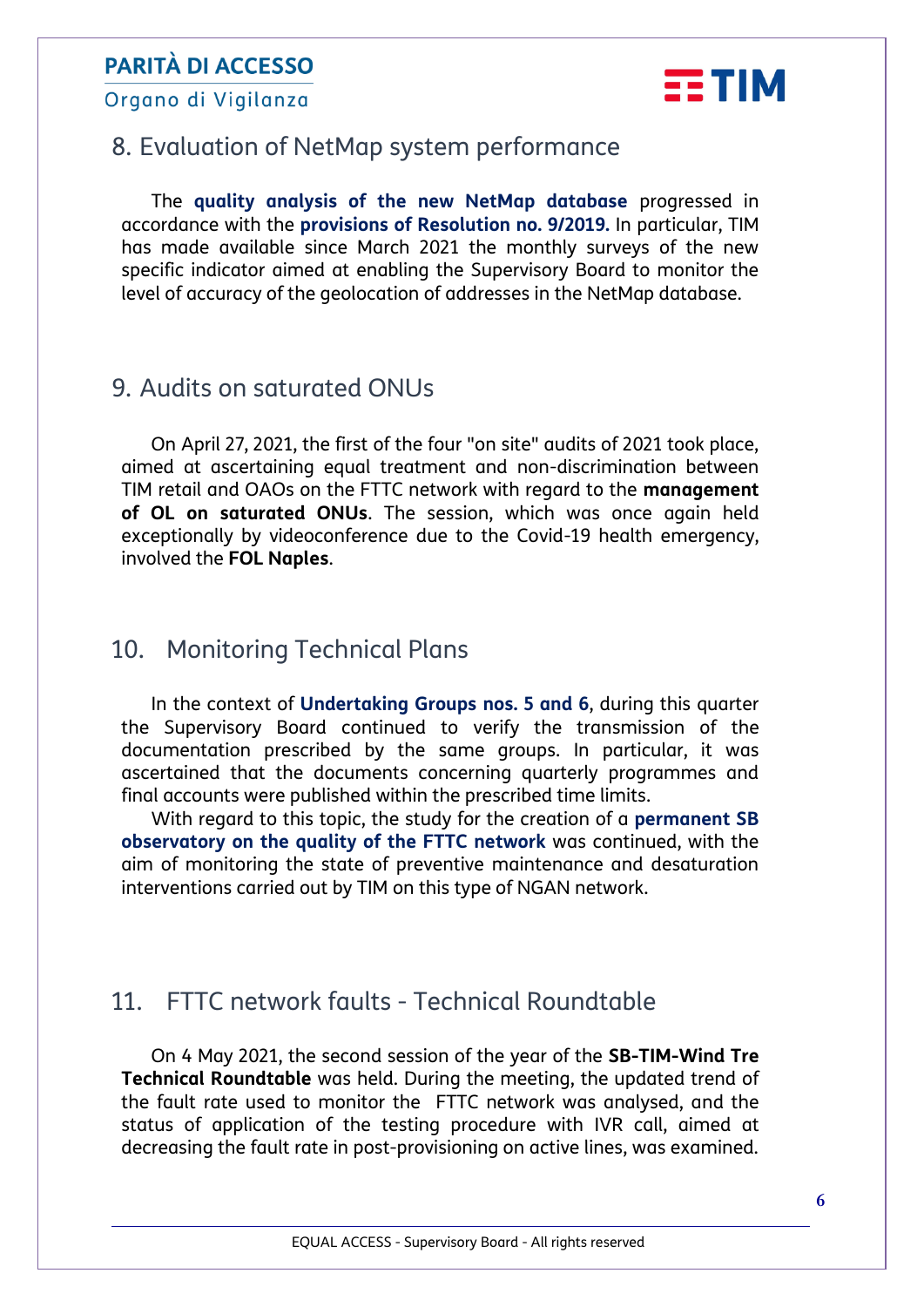## 8. Evaluation of NetMap system performance

The **quality analysis of the new NetMap database** progressed in accordance with the **provisions of Resolution no. 9/2019.** In particular, TIM has made available since March 2021 the monthly surveys of the new specific indicator aimed at enabling the Supervisory Board to monitor the level of accuracy of the geolocation of addresses in the NetMap database.

## 9. Audits on saturated ONUs

On April 27, 2021, the first of the four "on site" audits of 2021 took place, aimed at ascertaining equal treatment and non-discrimination between TIM retail and OAOs on the FTTC network with regard to the **management of OL on saturated ONUs**. The session, which was once again held exceptionally by videoconference due to the Covid-19 health emergency, involved the **FOL Naples**.

## 10. Monitoring Technical Plans

In the context of **Undertaking Groups nos. 5 and 6**, during this quarter the Supervisory Board continued to verify the transmission of the documentation prescribed by the same groups. In particular, it was ascertained that the documents concerning quarterly programmes and final accounts were published within the prescribed time limits.

With regard to this topic, the study for the creation of a **permanent SB observatory on the quality of the FTTC network** was continued, with the aim of monitoring the state of preventive maintenance and desaturation interventions carried out by TIM on this type of NGAN network.

## 11. FTTC network faults - Technical Roundtable

On 4 May 2021, the second session of the year of the **SB-TIM-Wind Tre Technical Roundtable** was held. During the meeting, the updated trend of the fault rate used to monitor the FTTC network was analysed, and the status of application of the testing procedure with IVR call, aimed at decreasing the fault rate in post-provisioning on active lines, was examined.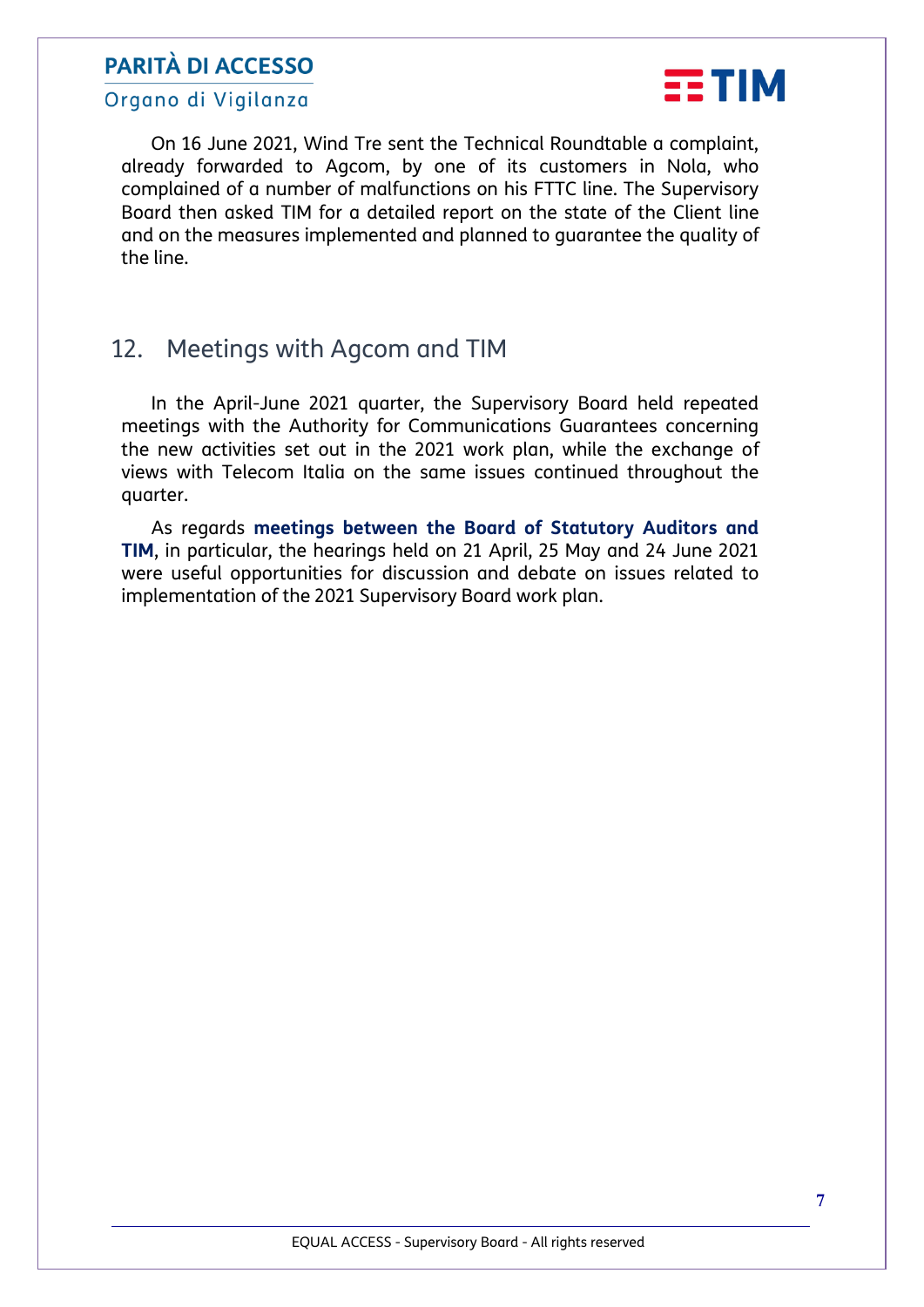On 16 June 2021, Wind Tre sent the Technical Roundtable a complaint, already forwarded to Agcom, by one of its customers in Nola, who complained of a number of malfunctions on his FTTC line. The Supervisory Board then asked TIM for a detailed report on the state of the Client line and on the measures implemented and planned to guarantee the quality of the line.

## 12. Meetings with Agcom and TIM

In the April-June 2021 quarter, the Supervisory Board held repeated meetings with the Authority for Communications Guarantees concerning the new activities set out in the 2021 work plan, while the exchange of views with Telecom Italia on the same issues continued throughout the quarter.

As regards **meetings between the Board of Statutory Auditors and TIM**, in particular, the hearings held on 21 April, 25 May and 24 June 2021 were useful opportunities for discussion and debate on issues related to implementation of the 2021 Supervisory Board work plan.